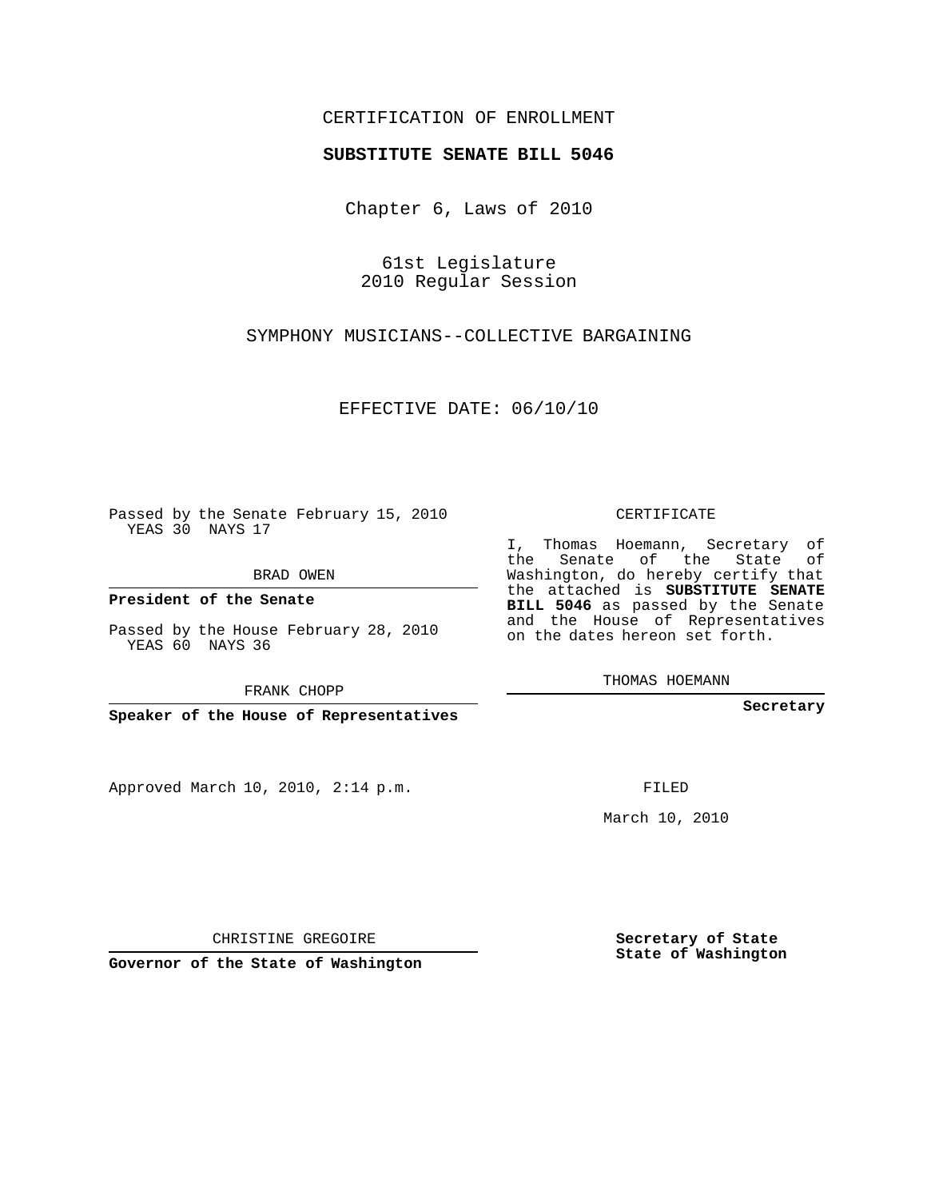CERTIFICATION OF ENROLLMENT

**SUBSTITUTE SENATE BILL 5046**

Chapter 6, Laws of 2010

61st Legislature
2010 Regular Session

SYMPHONY MUSICIANS--COLLECTIVE BARGAINING

EFFECTIVE DATE: 06/10/10

Passed by the Senate February 15, 2010
YEAS 30 NAYS 17

BRAD OWEN

**President of the Senate**

Passed by the House February 28, 2010
YEAS 60 NAYS 36

FRANK CHOPP

**Speaker of the House of Representatives**

CERTIFICATE

I, Thomas Hoemann, Secretary of the Senate of the State of Washington, do hereby certify that the attached is **SUBSTITUTE SENATE BILL 5046** as passed by the Senate and the House of Representatives on the dates hereon set forth.

THOMAS HOEMANN

**Secretary**

Approved March 10, 2010, 2:14 p.m.

FILED

March 10, 2010

CHRISTINE GREGOIRE

**Governor of the State of Washington**

**Secretary of State**
**State of Washington**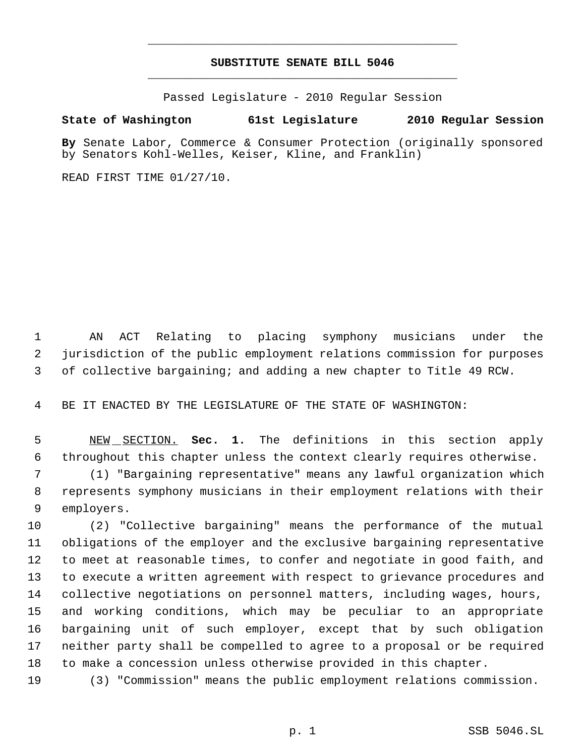# SUBSTITUTE SENATE BILL 5046

Passed Legislature - 2010 Regular Session

**State of Washington 61st Legislature 2010 Regular Session**

**By** Senate Labor, Commerce & Consumer Protection (originally sponsored by Senators Kohl-Welles, Keiser, Kline, and Franklin)

READ FIRST TIME 01/27/10.

AN ACT Relating to placing symphony musicians under the jurisdiction of the public employment relations commission for purposes of collective bargaining; and adding a new chapter to Title 49 RCW.

BE IT ENACTED BY THE LEGISLATURE OF THE STATE OF WASHINGTON:

NEW SECTION. **Sec. 1.** The definitions in this section apply throughout this chapter unless the context clearly requires otherwise.

(1) "Bargaining representative" means any lawful organization which represents symphony musicians in their employment relations with their employers.

(2) "Collective bargaining" means the performance of the mutual obligations of the employer and the exclusive bargaining representative to meet at reasonable times, to confer and negotiate in good faith, and to execute a written agreement with respect to grievance procedures and collective negotiations on personnel matters, including wages, hours, and working conditions, which may be peculiar to an appropriate bargaining unit of such employer, except that by such obligation neither party shall be compelled to agree to a proposal or be required to make a concession unless otherwise provided in this chapter.

(3) "Commission" means the public employment relations commission.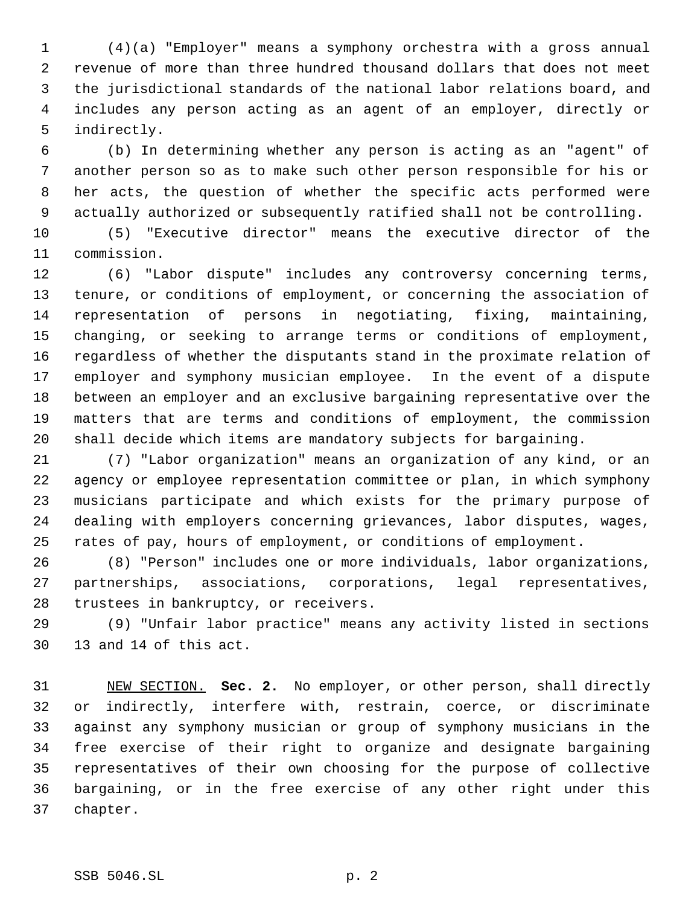(4)(a) "Employer" means a symphony orchestra with a gross annual revenue of more than three hundred thousand dollars that does not meet the jurisdictional standards of the national labor relations board, and includes any person acting as an agent of an employer, directly or indirectly.

(b) In determining whether any person is acting as an "agent" of another person so as to make such other person responsible for his or her acts, the question of whether the specific acts performed were actually authorized or subsequently ratified shall not be controlling.

(5) "Executive director" means the executive director of the commission.

(6) "Labor dispute" includes any controversy concerning terms, tenure, or conditions of employment, or concerning the association of representation of persons in negotiating, fixing, maintaining, changing, or seeking to arrange terms or conditions of employment, regardless of whether the disputants stand in the proximate relation of employer and symphony musician employee. In the event of a dispute between an employer and an exclusive bargaining representative over the matters that are terms and conditions of employment, the commission shall decide which items are mandatory subjects for bargaining.

(7) "Labor organization" means an organization of any kind, or an agency or employee representation committee or plan, in which symphony musicians participate and which exists for the primary purpose of dealing with employers concerning grievances, labor disputes, wages, rates of pay, hours of employment, or conditions of employment.

(8) "Person" includes one or more individuals, labor organizations, partnerships, associations, corporations, legal representatives, trustees in bankruptcy, or receivers.

(9) "Unfair labor practice" means any activity listed in sections 13 and 14 of this act.

NEW SECTION. **Sec. 2.** No employer, or other person, shall directly or indirectly, interfere with, restrain, coerce, or discriminate against any symphony musician or group of symphony musicians in the free exercise of their right to organize and designate bargaining representatives of their own choosing for the purpose of collective bargaining, or in the free exercise of any other right under this chapter.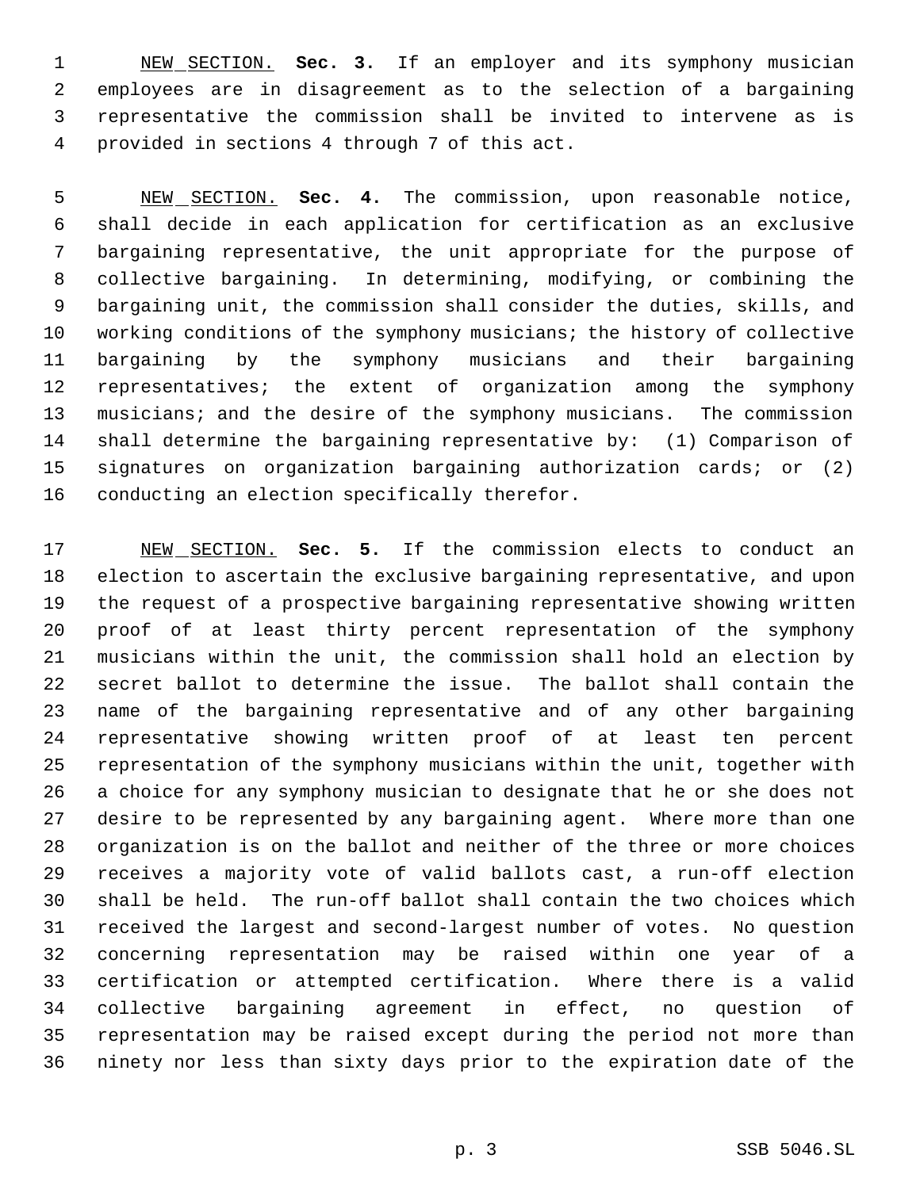NEW SECTION. **Sec. 3.** If an employer and its symphony musician employees are in disagreement as to the selection of a bargaining representative the commission shall be invited to intervene as is provided in sections 4 through 7 of this act.

NEW SECTION. **Sec. 4.** The commission, upon reasonable notice, shall decide in each application for certification as an exclusive bargaining representative, the unit appropriate for the purpose of collective bargaining. In determining, modifying, or combining the bargaining unit, the commission shall consider the duties, skills, and working conditions of the symphony musicians; the history of collective bargaining by the symphony musicians and their bargaining representatives; the extent of organization among the symphony musicians; and the desire of the symphony musicians. The commission shall determine the bargaining representative by: (1) Comparison of signatures on organization bargaining authorization cards; or (2) conducting an election specifically therefor.

NEW SECTION. **Sec. 5.** If the commission elects to conduct an election to ascertain the exclusive bargaining representative, and upon the request of a prospective bargaining representative showing written proof of at least thirty percent representation of the symphony musicians within the unit, the commission shall hold an election by secret ballot to determine the issue. The ballot shall contain the name of the bargaining representative and of any other bargaining representative showing written proof of at least ten percent representation of the symphony musicians within the unit, together with a choice for any symphony musician to designate that he or she does not desire to be represented by any bargaining agent. Where more than one organization is on the ballot and neither of the three or more choices receives a majority vote of valid ballots cast, a run-off election shall be held. The run-off ballot shall contain the two choices which received the largest and second-largest number of votes. No question concerning representation may be raised within one year of a certification or attempted certification. Where there is a valid collective bargaining agreement in effect, no question of representation may be raised except during the period not more than ninety nor less than sixty days prior to the expiration date of the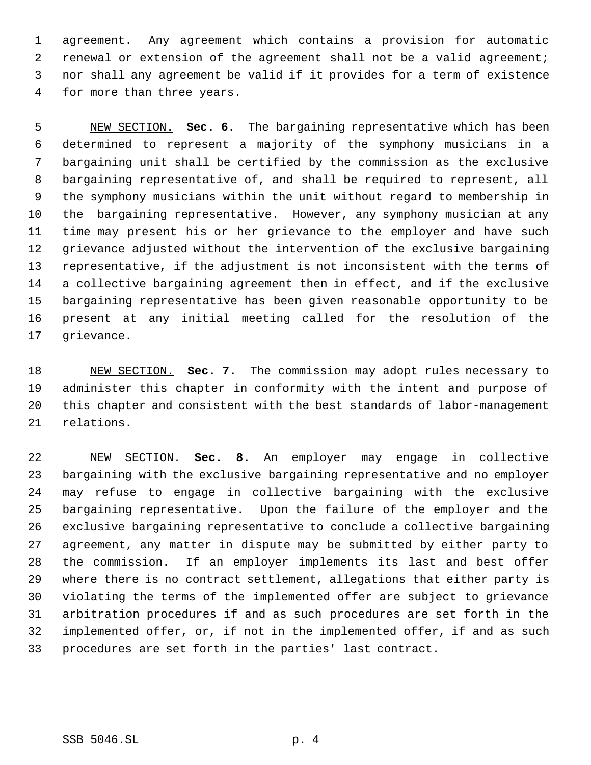agreement. Any agreement which contains a provision for automatic renewal or extension of the agreement shall not be a valid agreement; nor shall any agreement be valid if it provides for a term of existence for more than three years.

NEW SECTION. **Sec. 6.** The bargaining representative which has been determined to represent a majority of the symphony musicians in a bargaining unit shall be certified by the commission as the exclusive bargaining representative of, and shall be required to represent, all the symphony musicians within the unit without regard to membership in the bargaining representative. However, any symphony musician at any time may present his or her grievance to the employer and have such grievance adjusted without the intervention of the exclusive bargaining representative, if the adjustment is not inconsistent with the terms of a collective bargaining agreement then in effect, and if the exclusive bargaining representative has been given reasonable opportunity to be present at any initial meeting called for the resolution of the grievance.

NEW SECTION. **Sec. 7.** The commission may adopt rules necessary to administer this chapter in conformity with the intent and purpose of this chapter and consistent with the best standards of labor-management relations.

NEW SECTION. **Sec. 8.** An employer may engage in collective bargaining with the exclusive bargaining representative and no employer may refuse to engage in collective bargaining with the exclusive bargaining representative. Upon the failure of the employer and the exclusive bargaining representative to conclude a collective bargaining agreement, any matter in dispute may be submitted by either party to the commission. If an employer implements its last and best offer where there is no contract settlement, allegations that either party is violating the terms of the implemented offer are subject to grievance arbitration procedures if and as such procedures are set forth in the implemented offer, or, if not in the implemented offer, if and as such procedures are set forth in the parties' last contract.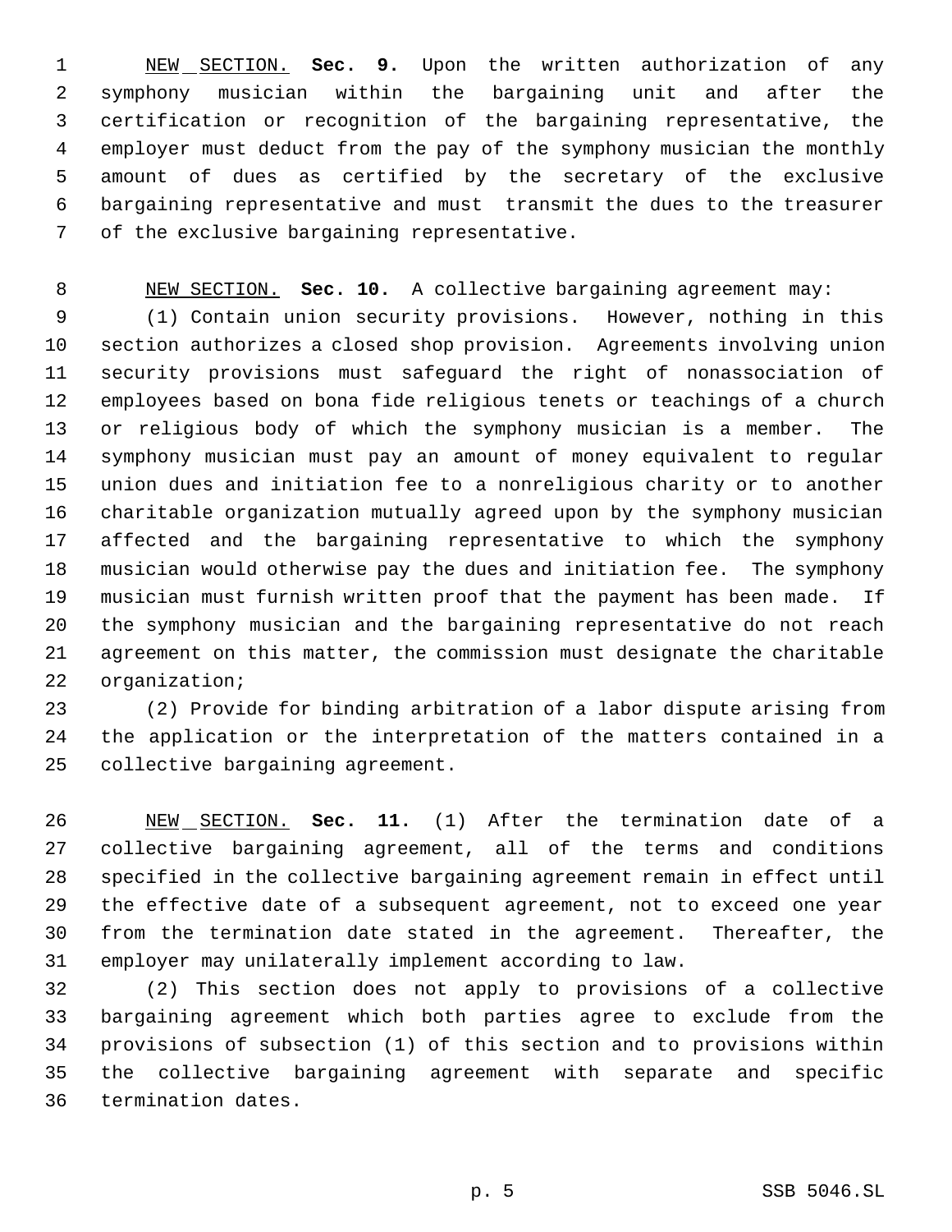NEW SECTION. **Sec. 9.** Upon the written authorization of any symphony musician within the bargaining unit and after the certification or recognition of the bargaining representative, the employer must deduct from the pay of the symphony musician the monthly amount of dues as certified by the secretary of the exclusive bargaining representative and must transmit the dues to the treasurer of the exclusive bargaining representative.

NEW SECTION. **Sec. 10.** A collective bargaining agreement may:

(1) Contain union security provisions. However, nothing in this section authorizes a closed shop provision. Agreements involving union security provisions must safeguard the right of nonassociation of employees based on bona fide religious tenets or teachings of a church or religious body of which the symphony musician is a member. The symphony musician must pay an amount of money equivalent to regular union dues and initiation fee to a nonreligious charity or to another charitable organization mutually agreed upon by the symphony musician affected and the bargaining representative to which the symphony musician would otherwise pay the dues and initiation fee. The symphony musician must furnish written proof that the payment has been made. If the symphony musician and the bargaining representative do not reach agreement on this matter, the commission must designate the charitable organization;

(2) Provide for binding arbitration of a labor dispute arising from the application or the interpretation of the matters contained in a collective bargaining agreement.

NEW SECTION. **Sec. 11.** (1) After the termination date of a collective bargaining agreement, all of the terms and conditions specified in the collective bargaining agreement remain in effect until the effective date of a subsequent agreement, not to exceed one year from the termination date stated in the agreement. Thereafter, the employer may unilaterally implement according to law.

(2) This section does not apply to provisions of a collective bargaining agreement which both parties agree to exclude from the provisions of subsection (1) of this section and to provisions within the collective bargaining agreement with separate and specific termination dates.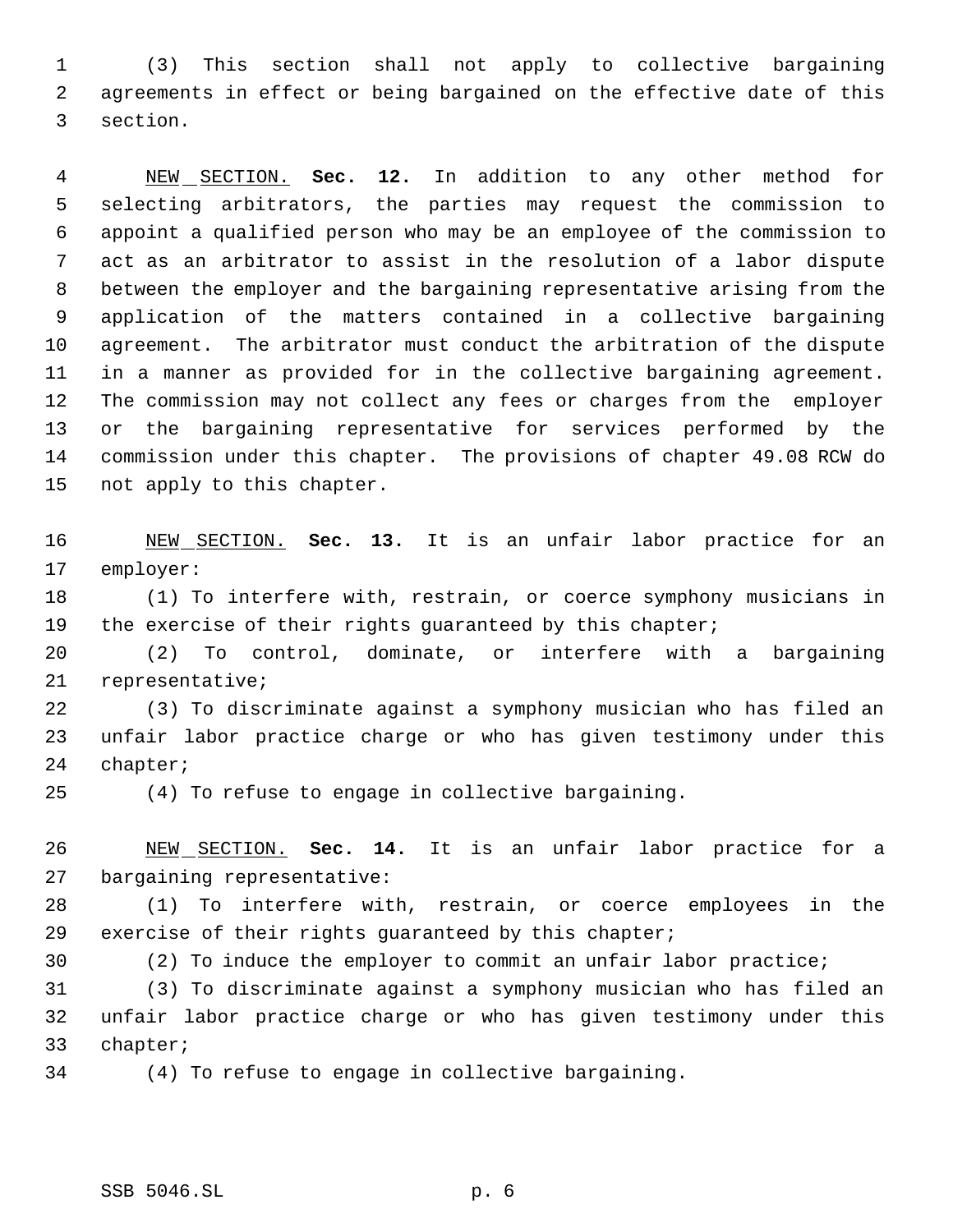(3) This section shall not apply to collective bargaining agreements in effect or being bargained on the effective date of this section.

NEW SECTION. **Sec. 12.** In addition to any other method for selecting arbitrators, the parties may request the commission to appoint a qualified person who may be an employee of the commission to act as an arbitrator to assist in the resolution of a labor dispute between the employer and the bargaining representative arising from the application of the matters contained in a collective bargaining agreement. The arbitrator must conduct the arbitration of the dispute in a manner as provided for in the collective bargaining agreement. The commission may not collect any fees or charges from the employer or the bargaining representative for services performed by the commission under this chapter. The provisions of chapter 49.08 RCW do not apply to this chapter.

NEW SECTION. **Sec. 13.** It is an unfair labor practice for an employer:

(1) To interfere with, restrain, or coerce symphony musicians in the exercise of their rights guaranteed by this chapter;

(2) To control, dominate, or interfere with a bargaining representative;

(3) To discriminate against a symphony musician who has filed an unfair labor practice charge or who has given testimony under this chapter;

(4) To refuse to engage in collective bargaining.

NEW SECTION. **Sec. 14.** It is an unfair labor practice for a bargaining representative:

(1) To interfere with, restrain, or coerce employees in the exercise of their rights guaranteed by this chapter;

(2) To induce the employer to commit an unfair labor practice;

(3) To discriminate against a symphony musician who has filed an unfair labor practice charge or who has given testimony under this chapter;

(4) To refuse to engage in collective bargaining.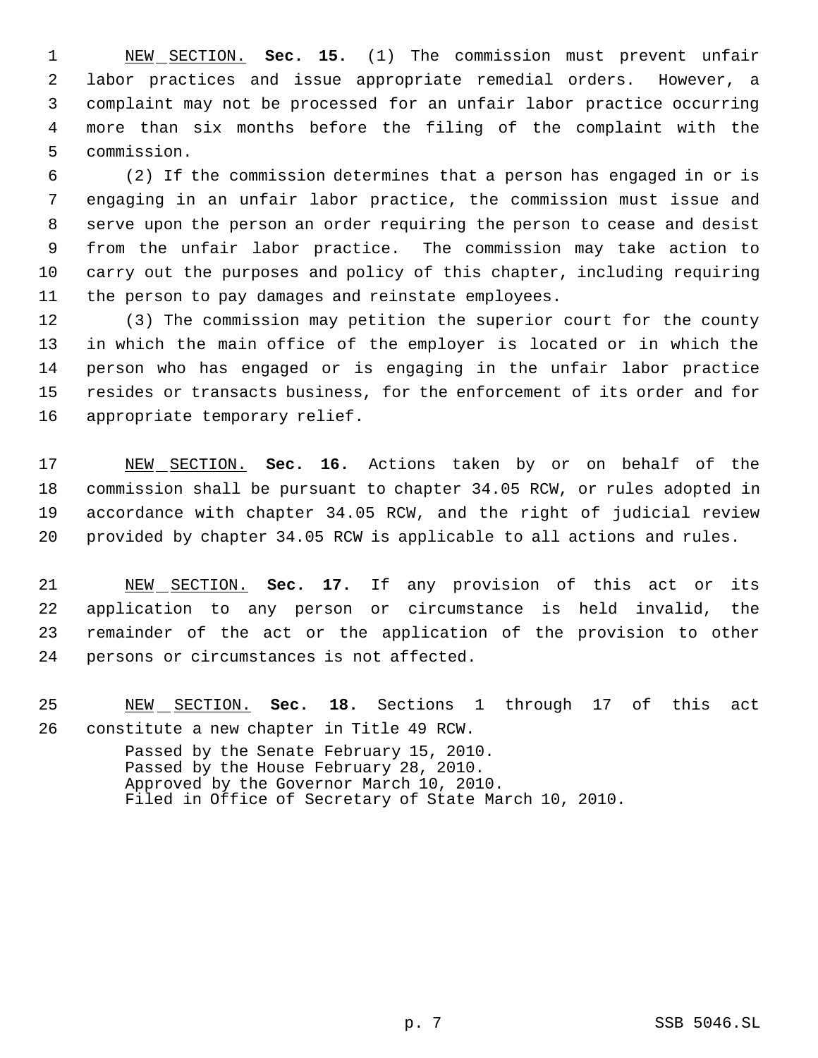NEW SECTION. **Sec. 15.** (1) The commission must prevent unfair labor practices and issue appropriate remedial orders. However, a complaint may not be processed for an unfair labor practice occurring more than six months before the filing of the complaint with the commission.

(2) If the commission determines that a person has engaged in or is engaging in an unfair labor practice, the commission must issue and serve upon the person an order requiring the person to cease and desist from the unfair labor practice. The commission may take action to carry out the purposes and policy of this chapter, including requiring the person to pay damages and reinstate employees.

(3) The commission may petition the superior court for the county in which the main office of the employer is located or in which the person who has engaged or is engaging in the unfair labor practice resides or transacts business, for the enforcement of its order and for appropriate temporary relief.

NEW SECTION. **Sec. 16.** Actions taken by or on behalf of the commission shall be pursuant to chapter 34.05 RCW, or rules adopted in accordance with chapter 34.05 RCW, and the right of judicial review provided by chapter 34.05 RCW is applicable to all actions and rules.

NEW SECTION. **Sec. 17.** If any provision of this act or its application to any person or circumstance is held invalid, the remainder of the act or the application of the provision to other persons or circumstances is not affected.

NEW SECTION. **Sec. 18.** Sections 1 through 17 of this act constitute a new chapter in Title 49 RCW.

Passed by the Senate February 15, 2010.
Passed by the House February 28, 2010.
Approved by the Governor March 10, 2010.
Filed in Office of Secretary of State March 10, 2010.